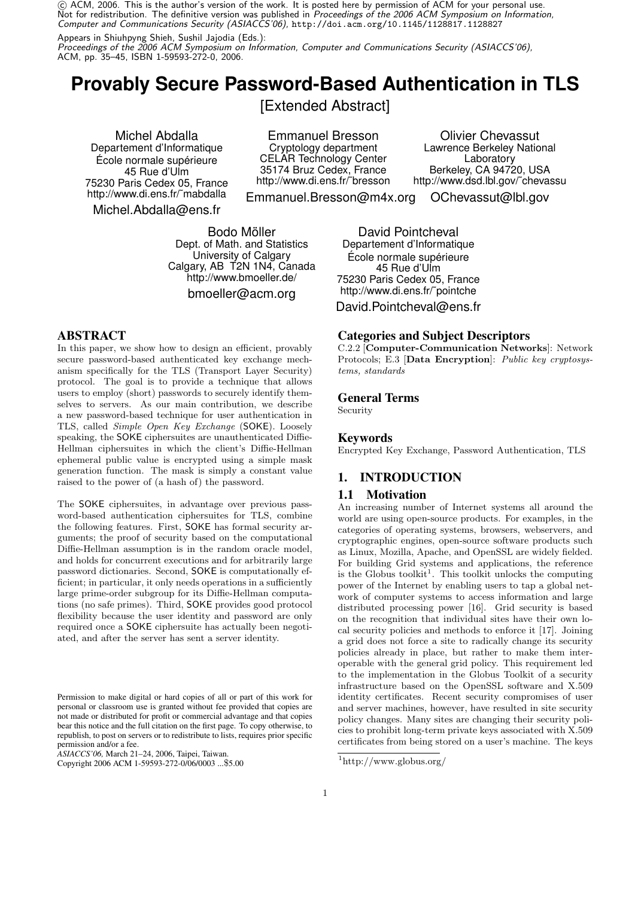© ACM, 2006. This is the author's version of the work. It is posted here by permission of ACM for your personal use. Not for redistribution. The definitive version was published in *Proceedings of the 2006 ACM Symposium on Information, Computer and Communications Security (ASIACCS'06)*, http://doi.acm.org/10.1145/1128817.1128827

Appears in Shiuhpyng Shieh, Sushil Jajodia (Eds.): *Proceedings of the 2006 ACM Symposium on Information, Computer and Communications Security (ASIACCS'06)*, ACM, pp. 35–45, ISBN 1-59593-272-0, 2006.

# Provably Secure Password-Based Authentication in TLS

[Extended Abstract]

Michel Abdalla
Departement d'Informatique
École normale supérieure
45 Rue d'Ulm
75230 Paris Cedex 05, France
http://www.di.ens.fr/~mabdalla
Michel.Abdalla@ens.fr

Emmanuel Bresson
Cryptology department
CELAR Technology Center
35174 Bruz Cedex, France
http://www.di.ens.fr/~bresson
Emmanuel.Bresson@m4x.org

Olivier Chevassut
Lawrence Berkeley National Laboratory
Berkeley, CA 94720, USA
http://www.dsd.lbl.gov/~chevassu
OChevassut@lbl.gov

Bodo Möller
Dept. of Math. and Statistics
University of Calgary
Calgary, AB T2N 1N4, Canada
http://www.bmoeller.de/
bmoeller@acm.org

David Pointcheval
Departement d'Informatique
École normale supérieure
45 Rue d'Ulm
75230 Paris Cedex 05, France
http://www.di.ens.fr/~pointche
David.Pointcheval@ens.fr

## ABSTRACT

In this paper, we show how to design an efficient, provably secure password-based authenticated key exchange mechanism specifically for the TLS (Transport Layer Security) protocol. The goal is to provide a technique that allows users to employ (short) passwords to securely identify themselves to servers. As our main contribution, we describe a new password-based technique for user authentication in TLS, called *Simple Open Key Exchange* (SOKE). Loosely speaking, the SOKE ciphersuites are unauthenticated Diffie-Hellman ciphersuites in which the client's Diffie-Hellman ephemeral public value is encrypted using a simple mask generation function. The mask is simply a constant value raised to the power of (a hash of) the password.

The SOKE ciphersuites, in advantage over previous password-based authentication ciphersuites for TLS, combine the following features. First, SOKE has formal security arguments; the proof of security based on the computational Diffie-Hellman assumption is in the random oracle model, and holds for concurrent executions and for arbitrarily large password dictionaries. Second, SOKE is computationally efficient; in particular, it only needs operations in a sufficiently large prime-order subgroup for its Diffie-Hellman computations (no safe primes). Third, SOKE provides good protocol flexibility because the user identity and password are only required once a SOKE ciphersuite has actually been negotiated, and after the server has sent a server identity.

Permission to make digital or hard copies of all or part of this work for personal or classroom use is granted without fee provided that copies are not made or distributed for profit or commercial advantage and that copies bear this notice and the full citation on the first page. To copy otherwise, to republish, to post on servers or to redistribute to lists, requires prior specific permission and/or a fee.
*ASIACCS'06,* March 21–24, 2006, Taipei, Taiwan.
Copyright 2006 ACM 1-59593-272-0/06/0003 ...$5.00

## Categories and Subject Descriptors

C.2.2 [**Computer-Communication Networks**]: Network Protocols; E.3 [**Data Encryption**]: *Public key cryptosystems, standards*

## General Terms

Security

## Keywords

Encrypted Key Exchange, Password Authentication, TLS

## 1. INTRODUCTION

### 1.1 Motivation

An increasing number of Internet systems all around the world are using open-source products. For examples, in the categories of operating systems, browsers, webservers, and cryptographic engines, open-source software products such as Linux, Mozilla, Apache, and OpenSSL are widely fielded. For building Grid systems and applications, the reference is the Globus toolkit[1]. This toolkit unlocks the computing power of the Internet by enabling users to tap a global network of computer systems to access information and large distributed processing power [16]. Grid security is based on the recognition that individual sites have their own local security policies and methods to enforce it [17]. Joining a grid does not force a site to radically change its security policies already in place, but rather to make them interoperable with the general grid policy. This requirement led to the implementation in the Globus Toolkit of a security infrastructure based on the OpenSSL software and X.509 identity certificates. Recent security compromises of user and server machines, however, have resulted in site security policy changes. Many sites are changing their security policies to prohibit long-term private keys associated with X.509 certificates from being stored on a user's machine. The keys

[1] http://www.globus.org/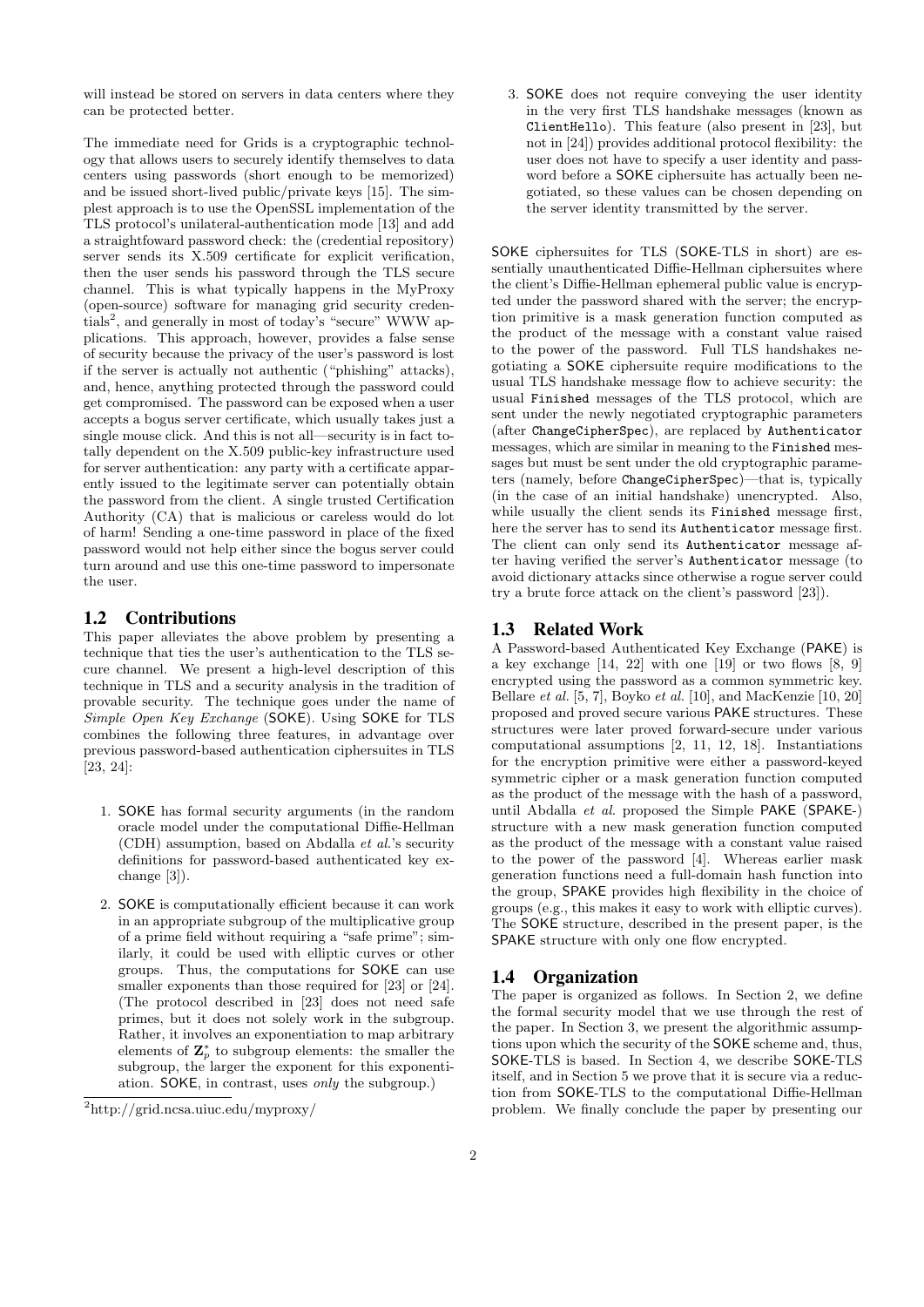will instead be stored on servers in data centers where they can be protected better.

The immediate need for Grids is a cryptographic technology that allows users to securely identify themselves to data centers using passwords (short enough to be memorized) and be issued short-lived public/private keys [15]. The simplest approach is to use the OpenSSL implementation of the TLS protocol's unilateral-authentication mode [13] and add a straightfoward password check: the (credential repository) server sends its X.509 certificate for explicit verification, then the user sends his password through the TLS secure channel. This is what typically happens in the MyProxy (open-source) software for managing grid security credentials[2], and generally in most of today's "secure" WWW applications. This approach, however, provides a false sense of security because the privacy of the user's password is lost if the server is actually not authentic ("phishing" attacks), and, hence, anything protected through the password could get compromised. The password can be exposed when a user accepts a bogus server certificate, which usually takes just a single mouse click. And this is not all—security is in fact totally dependent on the X.509 public-key infrastructure used for server authentication: any party with a certificate apparently issued to the legitimate server can potentially obtain the password from the client. A single trusted Certification Authority (CA) that is malicious or careless would do lot of harm! Sending a one-time password in place of the fixed password would not help either since the bogus server could turn around and use this one-time password to impersonate the user.

## 1.2 Contributions

This paper alleviates the above problem by presenting a technique that ties the user's authentication to the TLS secure channel. We present a high-level description of this technique in TLS and a security analysis in the tradition of provable security. The technique goes under the name of *Simple Open Key Exchange* (SOKE). Using SOKE for TLS combines the following three features, in advantage over previous password-based authentication ciphersuites in TLS [23, 24]:

1. SOKE has formal security arguments (in the random oracle model under the computational Diffie-Hellman (CDH) assumption, based on Abdalla *et al.*'s security definitions for password-based authenticated key exchange [3]).

2. SOKE is computationally efficient because it can work in an appropriate subgroup of the multiplicative group of a prime field without requiring a "safe prime"; similarly, it could be used with elliptic curves or other groups. Thus, the computations for SOKE can use smaller exponents than those required for [23] or [24]. (The protocol described in [23] does not need safe primes, but it does not solely work in the subgroup. Rather, it involves an exponentiation to map arbitrary elements of $\mathbf{Z}_p^*$ to subgroup elements: the smaller the subgroup, the larger the exponent for this exponentiation. SOKE, in contrast, uses *only* the subgroup.)

3. SOKE does not require conveying the user identity in the very first TLS handshake messages (known as `ClientHello`). This feature (also present in [23], but not in [24]) provides additional protocol flexibility: the user does not have to specify a user identity and password before a SOKE ciphersuite has actually been negotiated, so these values can be chosen depending on the server identity transmitted by the server.

SOKE ciphersuites for TLS (SOKE-TLS in short) are essentially unauthenticated Diffie-Hellman ciphersuites where the client's Diffie-Hellman ephemeral public value is encrypted under the password shared with the server; the encryption primitive is a mask generation function computed as the product of the message with a constant value raised to the power of the password. Full TLS handshakes negotiating a SOKE ciphersuite require modifications to the usual TLS handshake message flow to achieve security: the usual `Finished` messages of the TLS protocol, which are sent under the newly negotiated cryptographic parameters (after `ChangeCipherSpec`), are replaced by `Authenticator` messages, which are similar in meaning to the `Finished` messages but must be sent under the old cryptographic parameters (namely, before `ChangeCipherSpec`)—that is, typically (in the case of an initial handshake) unencrypted. Also, while usually the client sends its `Finished` message first, here the server has to send its `Authenticator` message first. The client can only send its `Authenticator` message after having verified the server's `Authenticator` message (to avoid dictionary attacks since otherwise a rogue server could try a brute force attack on the client's password [23]).

## 1.3 Related Work

A Password-based Authenticated Key Exchange (PAKE) is a key exchange [14, 22] with one [19] or two flows [8, 9] encrypted using the password as a common symmetric key. Bellare *et al.* [5, 7], Boyko *et al.* [10], and MacKenzie [10, 20] proposed and proved secure various PAKE structures. These structures were later proved forward-secure under various computational assumptions [2, 11, 12, 18]. Instantiations for the encryption primitive were either a password-keyed symmetric cipher or a mask generation function computed as the product of the message with the hash of a password, until Abdalla *et al.* proposed the Simple PAKE (SPAKE-) structure with a new mask generation function computed as the product of the message with a constant value raised to the power of the password [4]. Whereas earlier mask generation functions need a full-domain hash function into the group, SPAKE provides high flexibility in the choice of groups (e.g., this makes it easy to work with elliptic curves). The SOKE structure, described in the present paper, is the SPAKE structure with only one flow encrypted.

## 1.4 Organization

The paper is organized as follows. In Section 2, we define the formal security model that we use through the rest of the paper. In Section 3, we present the algorithmic assumptions upon which the security of the SOKE scheme and, thus, SOKE-TLS is based. In Section 4, we describe SOKE-TLS itself, and in Section 5 we prove that it is secure via a reduction from SOKE-TLS to the computational Diffie-Hellman problem. We finally conclude the paper by presenting our

[2] http://grid.ncsa.uiuc.edu/myproxy/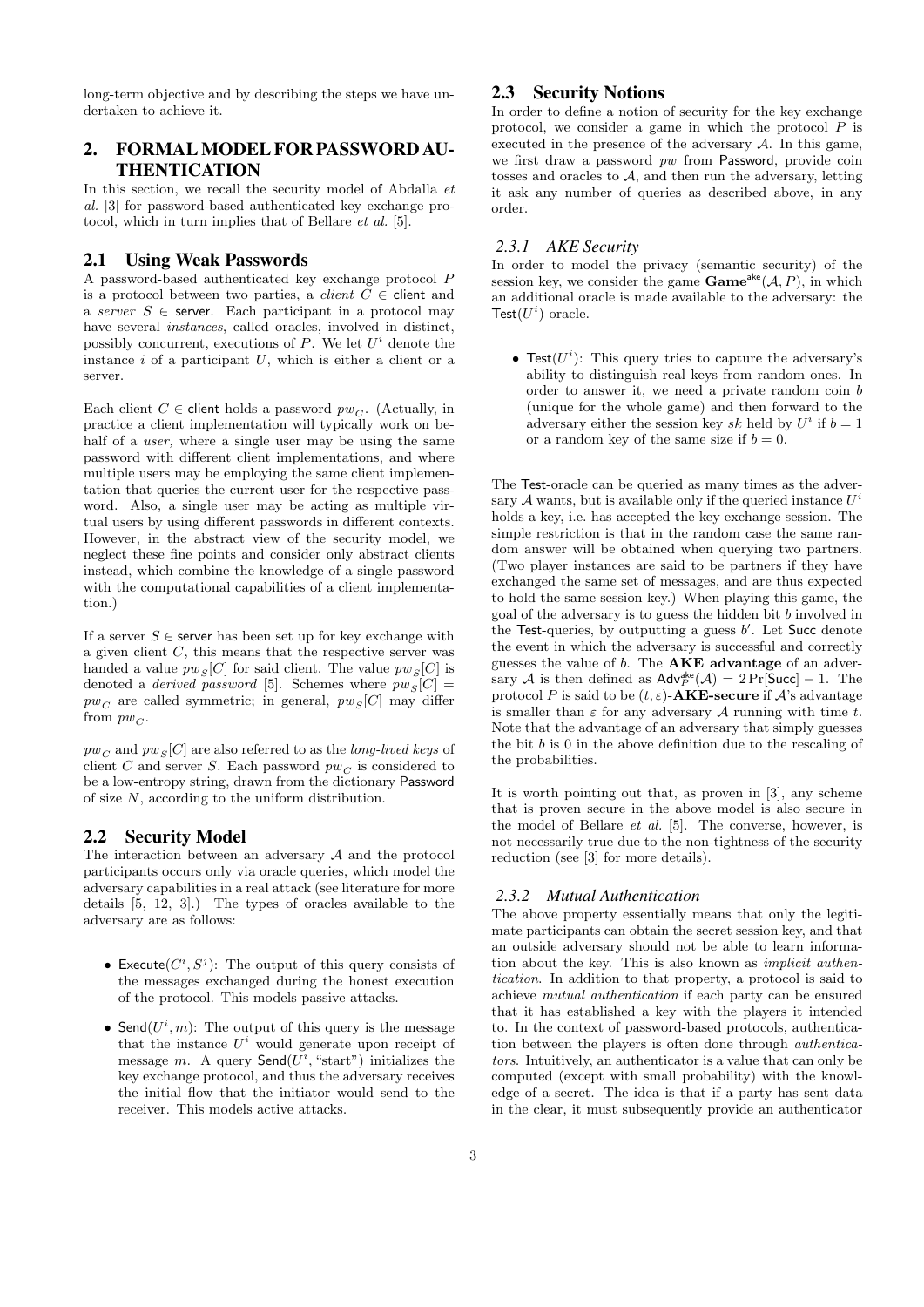long-term objective and by describing the steps we have undertaken to achieve it.

## 2. FORMAL MODEL FOR PASSWORD AUTHENTICATION

In this section, we recall the security model of Abdalla *et al.* [3] for password-based authenticated key exchange protocol, which in turn implies that of Bellare *et al.* [5].

### 2.1 Using Weak Passwords

A password-based authenticated key exchange protocol $P$ is a protocol between two parties, a *client* $C \in \mathsf{client}$ and a *server* $S \in \mathsf{server}$. Each participant in a protocol may have several *instances*, called oracles, involved in distinct, possibly concurrent, executions of $P$. We let $U^i$ denote the instance $i$ of a participant $U$, which is either a client or a server.

Each client $C \in \mathsf{client}$ holds a password $pw_C$. (Actually, in practice a client implementation will typically work on behalf of a *user,* where a single user may be using the same password with different client implementations, and where multiple users may be employing the same client implementation that queries the current user for the respective password. Also, a single user may be acting as multiple virtual users by using different passwords in different contexts. However, in the abstract view of the security model, we neglect these fine points and consider only abstract clients instead, which combine the knowledge of a single password with the computational capabilities of a client implementation.)

If a server $S \in \mathsf{server}$ has been set up for key exchange with a given client $C$, this means that the respective server was handed a value $pw_S[C]$ for said client. The value $pw_S[C]$ is denoted a *derived password* [5]. Schemes where $pw_S[C] = pw_C$ are called symmetric; in general, $pw_S[C]$ may differ from $pw_C$.

$pw_C$ and $pw_S[C]$ are also referred to as the *long-lived keys* of client $C$ and server $S$. Each password $pw_C$ is considered to be a low-entropy string, drawn from the dictionary $\mathsf{Password}$ of size $N$, according to the uniform distribution.

### 2.2 Security Model

The interaction between an adversary $\mathcal{A}$ and the protocol participants occurs only via oracle queries, which model the adversary capabilities in a real attack (see literature for more details [5, 12, 3].) The types of oracles available to the adversary are as follows:

- $\mathsf{Execute}(C^i, S^j)$: The output of this query consists of the messages exchanged during the honest execution of the protocol. This models passive attacks.
- $\mathsf{Send}(U^i, m)$: The output of this query is the message that the instance $U^i$ would generate upon receipt of message $m$. A query $\mathsf{Send}(U^i, \text{“start”})$ initializes the key exchange protocol, and thus the adversary receives the initial flow that the initiator would send to the receiver. This models active attacks.

### 2.3 Security Notions

In order to define a notion of security for the key exchange protocol, we consider a game in which the protocol $P$ is executed in the presence of the adversary $\mathcal{A}$. In this game, we first draw a password $pw$ from $\mathsf{Password}$, provide coin tosses and oracles to $\mathcal{A}$, and then run the adversary, letting it ask any number of queries as described above, in any order.

#### 2.3.1 AKE Security

In order to model the privacy (semantic security) of the session key, we consider the game $\mathbf{Game}^{\mathsf{ake}}(\mathcal{A}, P)$, in which an additional oracle is made available to the adversary: the $\mathsf{Test}(U^i)$ oracle.

- $\mathsf{Test}(U^i)$: This query tries to capture the adversary's ability to distinguish real keys from random ones. In order to answer it, we need a private random coin $b$ (unique for the whole game) and then forward to the adversary either the session key $sk$ held by $U^i$ if $b = 1$ or a random key of the same size if $b = 0$.

The $\mathsf{Test}$-oracle can be queried as many times as the adversary $\mathcal{A}$ wants, but is available only if the queried instance $U^i$ holds a key, i.e. has accepted the key exchange session. The simple restriction is that in the random case the same random answer will be obtained when querying two partners. (Two player instances are said to be partners if they have exchanged the same set of messages, and are thus expected to hold the same session key.) When playing this game, the goal of the adversary is to guess the hidden bit $b$ involved in the $\mathsf{Test}$-queries, by outputting a guess $b'$. Let $\mathsf{Succ}$ denote the event in which the adversary is successful and correctly guesses the value of $b$. The **AKE advantage** of an adversary $\mathcal{A}$ is then defined as $\mathsf{Adv}_P^{\mathsf{ake}}(\mathcal{A}) = 2\Pr[\mathsf{Succ}] - 1$. The protocol $P$ is said to be $(t, \varepsilon)$-**AKE-secure** if $\mathcal{A}$'s advantage is smaller than $\varepsilon$ for any adversary $\mathcal{A}$ running with time $t$. Note that the advantage of an adversary that simply guesses the bit $b$ is 0 in the above definition due to the rescaling of the probabilities.

It is worth pointing out that, as proven in [3], any scheme that is proven secure in the above model is also secure in the model of Bellare *et al.* [5]. The converse, however, is not necessarily true due to the non-tightness of the security reduction (see [3] for more details).

#### 2.3.2 Mutual Authentication

The above property essentially means that only the legitimate participants can obtain the secret session key, and that an outside adversary should not be able to learn information about the key. This is also known as *implicit authentication*. In addition to that property, a protocol is said to achieve *mutual authentication* if each party can be ensured that it has established a key with the players it intended to. In the context of password-based protocols, authentication between the players is often done through *authenticators*. Intuitively, an authenticator is a value that can only be computed (except with small probability) with the knowledge of a secret. The idea is that if a party has sent data in the clear, it must subsequently provide an authenticator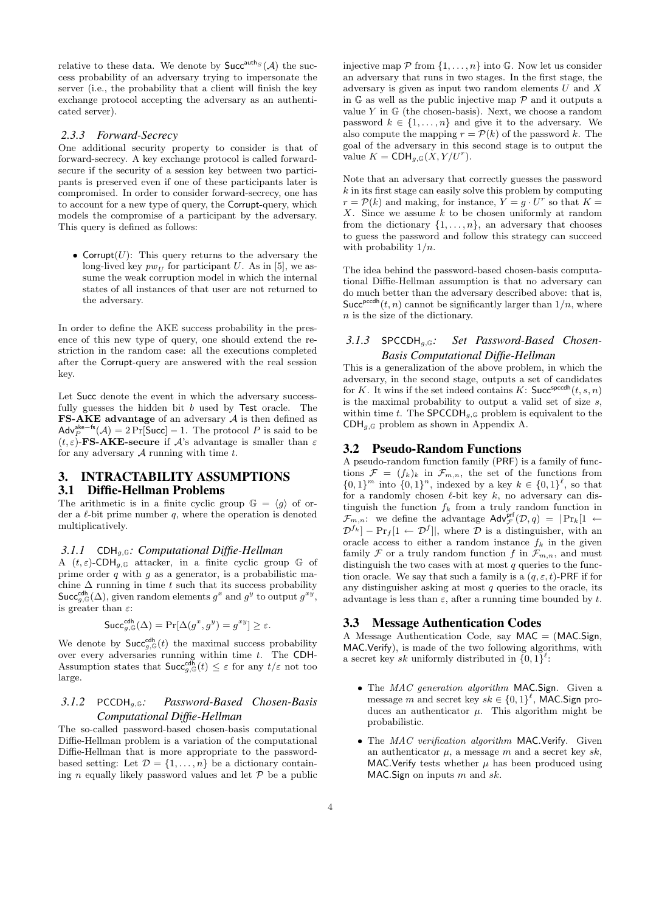relative to these data. We denote by $\mathsf{Succ}^{\mathsf{auth}_S}(\mathcal{A})$ the success probability of an adversary trying to impersonate the server (i.e., the probability that a client will finish the key exchange protocol accepting the adversary as an authenticated server).

### 2.3.3 Forward-Secrecy

One additional security property to consider is that of forward-secrecy. A key exchange protocol is called forward-secure if the security of a session key between two participants is preserved even if one of these participants later is compromised. In order to consider forward-secrecy, one has to account for a new type of query, the Corrupt-query, which models the compromise of a participant by the adversary. This query is defined as follows:

- $\mathsf{Corrupt}(U)$: This query returns to the adversary the long-lived key $pw_U$ for participant $U$. As in [5], we assume the weak corruption model in which the internal states of all instances of that user are not returned to the adversary.

In order to define the AKE success probability in the presence of this new type of query, one should extend the restriction in the random case: all the executions completed after the Corrupt-query are answered with the real session key.

Let Succ denote the event in which the adversary successfully guesses the hidden bit $b$ used by Test oracle. The **FS-AKE advantage** of an adversary $\mathcal{A}$ is then defined as $\mathsf{Adv}_P^{\mathsf{ake-fs}}(\mathcal{A}) = 2\Pr[\mathsf{Succ}] - 1$. The protocol $P$ is said to be $(t, \varepsilon)$-**FS-AKE-secure** if $\mathcal{A}$'s advantage is smaller than $\varepsilon$ for any adversary $\mathcal{A}$ running with time $t$.

# 3. INTRACTABILITY ASSUMPTIONS

## 3.1 Diffie-Hellman Problems

The arithmetic is in a finite cyclic group $\mathbb{G} = \langle g \rangle$ of order a $\ell$-bit prime number $q$, where the operation is denoted multiplicatively.

### 3.1.1 $\mathsf{CDH}_{g,\mathbb{G}}$: Computational Diffie-Hellman

A $(t, \varepsilon)$-$\mathsf{CDH}_{g,\mathbb{G}}$ attacker, in a finite cyclic group $\mathbb{G}$ of prime order $q$ with $g$ as a generator, is a probabilistic machine $\Delta$ running in time $t$ such that its success probability $\mathsf{Succ}_{g,\mathbb{G}}^{\mathsf{cdh}}(\Delta)$, given random elements $g^x$ and $g^y$ to output $g^{xy}$, is greater than $\varepsilon$:

$$\mathsf{Succ}_{g,\mathbb{G}}^{\mathsf{cdh}}(\Delta) = \Pr[\Delta(g^x, g^y) = g^{xy}] \geq \varepsilon.$$

We denote by $\mathsf{Succ}_{g,\mathbb{G}}^{\mathsf{cdh}}(t)$ the maximal success probability over every adversaries running within time $t$. The CDH-Assumption states that $\mathsf{Succ}_{g,\mathbb{G}}^{\mathsf{cdh}}(t) \leq \varepsilon$ for any $t/\varepsilon$ not too large.

### 3.1.2 $\mathsf{PCCDH}_{g,\mathbb{G}}$: Password-Based Chosen-Basis Computational Diffie-Hellman

The so-called password-based chosen-basis computational Diffie-Hellman problem is a variation of the computational Diffie-Hellman that is more appropriate to the password-based setting: Let $\mathcal{D} = \{1, \ldots, n\}$ be a dictionary containing $n$ equally likely password values and let $\mathcal{P}$ be a public injective map $\mathcal{P}$ from $\{1, \ldots, n\}$ into $\mathbb{G}$. Now let us consider an adversary that runs in two stages. In the first stage, the adversary is given as input two random elements $U$ and $X$ in $\mathbb{G}$ as well as the public injective map $\mathcal{P}$ and it outputs a value $Y$ in $\mathbb{G}$ (the chosen-basis). Next, we choose a random password $k \in \{1, \ldots, n\}$ and give it to the adversary. We also compute the mapping $r = \mathcal{P}(k)$ of the password $k$. The goal of the adversary in this second stage is to output the value $K = \mathsf{CDH}_{g,\mathbb{G}}(X, Y/U^r)$.

Note that an adversary that correctly guesses the password $k$ in its first stage can easily solve this problem by computing $r = \mathcal{P}(k)$ and making, for instance, $Y = g \cdot U^r$ so that $K = X$. Since we assume $k$ to be chosen uniformly at random from the dictionary $\{1, \ldots, n\}$, an adversary that chooses to guess the password and follow this strategy can succeed with probability $1/n$.

The idea behind the password-based chosen-basis computational Diffie-Hellman assumption is that no adversary can do much better than the adversary described above: that is, $\mathsf{Succ}^{\mathsf{pccdh}}(t, n)$ cannot be significantly larger than $1/n$, where $n$ is the size of the dictionary.

### 3.1.3 $\mathsf{SPCCDH}_{g,\mathbb{G}}$: Set Password-Based Chosen-Basis Computational Diffie-Hellman

This is a generalization of the above problem, in which the adversary, in the second stage, outputs a set of candidates for $K$. It wins if the set indeed contains $K$: $\mathsf{Succ}^{\mathsf{spccdh}}(t, s, n)$ is the maximal probability to output a valid set of size $s$, within time $t$. The $\mathsf{SPCCDH}_{g,\mathbb{G}}$ problem is equivalent to the $\mathsf{CDH}_{g,\mathbb{G}}$ problem as shown in Appendix A.

## 3.2 Pseudo-Random Functions

A pseudo-random function family (PRF) is a family of functions $\mathcal{F} = (f_k)_k$ in $\mathcal{F}_{m,n}$, the set of the functions from $\{0,1\}^m$ into $\{0,1\}^n$, indexed by a key $k \in \{0,1\}^\ell$, so that for a randomly chosen $\ell$-bit key $k$, no adversary can distinguish the function $f_k$ from a truly random function in $\mathcal{F}_{m,n}$: we define the advantage $\mathsf{Adv}_{\mathcal{F}}^{\mathsf{prf}}(\mathcal{D}, q) = |\Pr_k[1 \leftarrow \mathcal{D}^{f_k}] - \Pr_f[1 \leftarrow \mathcal{D}^f]|$, where $\mathcal{D}$ is a distinguisher, with an oracle access to either a random instance $f_k$ in the given family $\mathcal{F}$ or a truly random function $f$ in $\mathcal{F}_{m,n}$, and must distinguish the two cases with at most $q$ queries to the function oracle. We say that such a family is a $(q, \varepsilon, t)$-PRF if for any distinguisher asking at most $q$ queries to the oracle, its advantage is less than $\varepsilon$, after a running time bounded by $t$.

## 3.3 Message Authentication Codes

A Message Authentication Code, say $\mathsf{MAC} = (\mathsf{MAC.Sign}, \mathsf{MAC.Verify})$, is made of the two following algorithms, with a secret key $sk$ uniformly distributed in $\{0,1\}^\ell$:

- The *MAC generation algorithm* MAC.Sign. Given a message $m$ and secret key $sk \in \{0,1\}^\ell$, MAC.Sign produces an authenticator $\mu$. This algorithm might be probabilistic.
- The *MAC verification algorithm* MAC.Verify. Given an authenticator $\mu$, a message $m$ and a secret key $sk$, MAC.Verify tests whether $\mu$ has been produced using MAC.Sign on inputs $m$ and $sk$.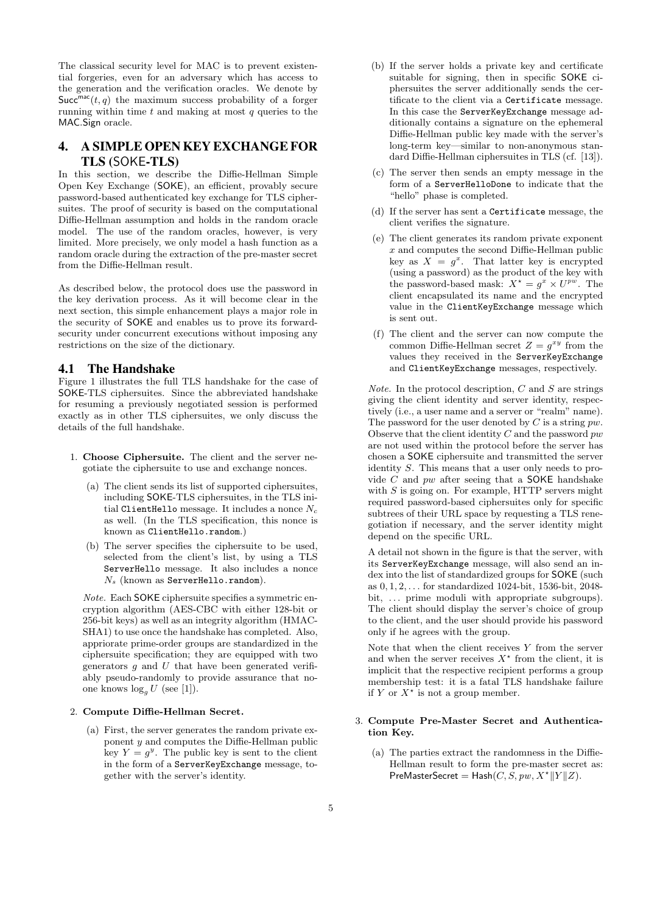The classical security level for MAC is to prevent existential forgeries, even for an adversary which has access to the generation and the verification oracles. We denote by $\mathsf{Succ}^{\mathsf{mac}}(t, q)$ the maximum success probability of a forger running within time $t$ and making at most $q$ queries to the MAC.Sign oracle.

## 4. A SIMPLE OPEN KEY EXCHANGE FOR TLS (SOKE-TLS)

In this section, we describe the Diffie-Hellman Simple Open Key Exchange (SOKE), an efficient, provably secure password-based authenticated key exchange for TLS ciphersuites. The proof of security is based on the computational Diffie-Hellman assumption and holds in the random oracle model. The use of the random oracles, however, is very limited. More precisely, we only model a hash function as a random oracle during the extraction of the pre-master secret from the Diffie-Hellman result.

As described below, the protocol does use the password in the key derivation process. As it will become clear in the next section, this simple enhancement plays a major role in the security of SOKE and enables us to prove its forward-security under concurrent executions without imposing any restrictions on the size of the dictionary.

### 4.1 The Handshake

Figure 1 illustrates the full TLS handshake for the case of SOKE-TLS ciphersuites. Since the abbreviated handshake for resuming a previously negotiated session is performed exactly as in other TLS ciphersuites, we only discuss the details of the full handshake.

1. **Choose Ciphersuite.** The client and the server negotiate the ciphersuite to use and exchange nonces.

   (a) The client sends its list of supported ciphersuites, including SOKE-TLS ciphersuites, in the TLS initial `ClientHello` message. It includes a nonce $N_c$ as well. (In the TLS specification, this nonce is known as `ClientHello.random`.)

   (b) The server specifies the ciphersuite to be used, selected from the client's list, by using a TLS `ServerHello` message. It also includes a nonce $N_s$ (known as `ServerHello.random`).

   *Note.* Each SOKE ciphersuite specifies a symmetric encryption algorithm (AES-CBC with either 128-bit or 256-bit keys) as well as an integrity algorithm (HMAC-SHA1) to use once the handshake has completed. Also, appriorate prime-order groups are standardized in the ciphersuite specification; they are equipped with two generators $g$ and $U$ that have been generated verifiably pseudo-randomly to provide assurance that noone knows $\log_g U$ (see [1]).

2. **Compute Diffie-Hellman Secret.**

   (a) First, the server generates the random private exponent $y$ and computes the Diffie-Hellman public key $Y = g^y$. The public key is sent to the client in the form of a `ServerKeyExchange` message, together with the server's identity.

   (b) If the server holds a private key and certificate suitable for signing, then in specific SOKE ciphersuites the server additionally sends the certificate to the client via a `Certificate` message. In this case the `ServerKeyExchange` message additionally contains a signature on the ephemeral Diffie-Hellman public key made with the server's long-term key—similar to non-anonymous standard Diffie-Hellman ciphersuites in TLS (cf. [13]).

   (c) The server then sends an empty message in the form of a `ServerHelloDone` to indicate that the "hello" phase is completed.

   (d) If the server has sent a `Certificate` message, the client verifies the signature.

   (e) The client generates its random private exponent $x$ and computes the second Diffie-Hellman public key as $X = g^x$. That latter key is encrypted (using a password) as the product of the key with the password-based mask: $X^\star = g^x \times U^{pw}$. The client encapsulated its name and the encrypted value in the `ClientKeyExchange` message which is sent out.

   (f) The client and the server can now compute the common Diffie-Hellman secret $Z = g^{xy}$ from the values they received in the `ServerKeyExchange` and `ClientKeyExchange` messages, respectively.

   *Note.* In the protocol description, $C$ and $S$ are strings giving the client identity and server identity, respectively (i.e., a user name and a server or "realm" name). The password for the user denoted by $C$ is a string $pw$. Observe that the client identity $C$ and the password $pw$ are not used within the protocol before the server has chosen a SOKE ciphersuite and transmitted the server identity $S$. This means that a user only needs to provide $C$ and $pw$ after seeing that a SOKE handshake with $S$ is going on. For example, HTTP servers might required password-based ciphersuites only for specific subtrees of their URL space by requesting a TLS renegotiation if necessary, and the server identity might depend on the specific URL.

   A detail not shown in the figure is that the server, with its `ServerKeyExchange` message, will also send an index into the list of standardized groups for SOKE (such as $0, 1, 2, \ldots$ for standardized 1024-bit, 1536-bit, 2048-bit, ... prime moduli with appropriate subgroups). The client should display the server's choice of group to the client, and the user should provide his password only if he agrees with the group.

   Note that when the client receives $Y$ from the server and when the server receives $X^\star$ from the client, it is implicit that the respective recipient performs a group membership test: it is a fatal TLS handshake failure if $Y$ or $X^\star$ is not a group member.

3. **Compute Pre-Master Secret and Authentication Key.**

   (a) The parties extract the randomness in the Diffie-Hellman result to form the pre-master secret as: $\mathsf{PreMasterSecret} = \mathsf{Hash}(C, S, pw, X^\star \| Y \| Z)$.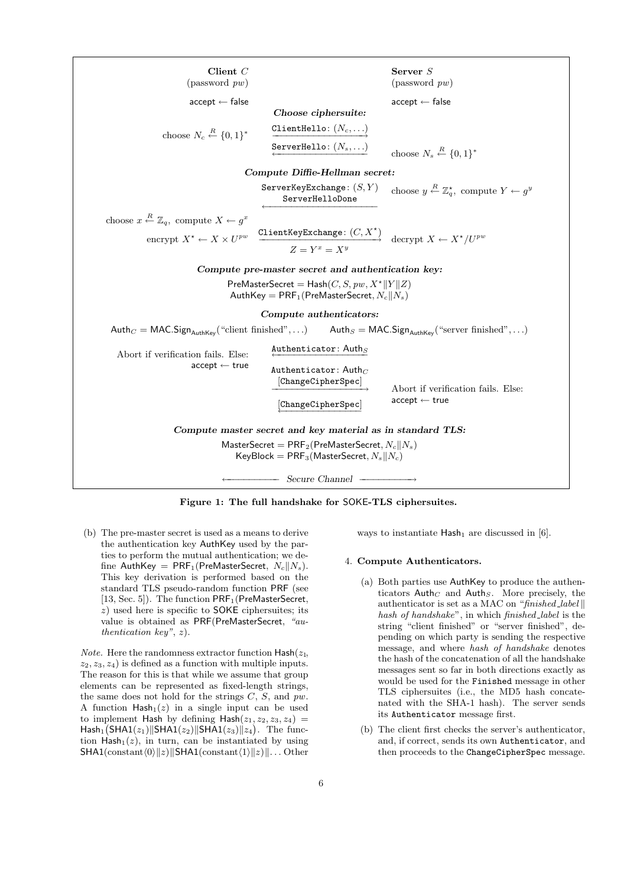| Client $C$ (password $pw$) | | Server $S$ (password $pw$) |
|---|---|---|
| $\mathsf{accept} \leftarrow \mathsf{false}$ | | $\mathsf{accept} \leftarrow \mathsf{false}$ |
| | ***Choose ciphersuite:*** | |
| choose $N_c \xleftarrow{R} \{0,1\}^*$ | `ClientHello`: $(N_c, \ldots)$ $\longrightarrow$ | |
| | $\longleftarrow$ `ServerHello`: $(N_s, \ldots)$ | choose $N_s \xleftarrow{R} \{0,1\}^*$ |
| | ***Compute Diffie-Hellman secret:*** | |
| | $\longleftarrow$ `ServerKeyExchange`: $(S, Y)$ `ServerHelloDone` | choose $y \xleftarrow{R} \mathbb{Z}_q^\star$, compute $Y \leftarrow g^y$ |
| choose $x \xleftarrow{R} \mathbb{Z}_q$, compute $X \leftarrow g^x$ | | |
| encrypt $X^\star \leftarrow X \times U^{pw}$ | `ClientKeyExchange`: $(C, X^\star)$ $\longrightarrow$ | decrypt $X \leftarrow X^\star / U^{pw}$ |
| | $Z = Y^x = X^y$ | |

***Compute pre-master secret and authentication key:***

$$\mathsf{PreMasterSecret} = \mathsf{Hash}(C, S, pw, X^\star \| Y \| Z)$$
$$\mathsf{AuthKey} = \mathsf{PRF}_1(\mathsf{PreMasterSecret}, N_c \| N_s)$$

***Compute authenticators:***

| Client | | Server |
|---|---|---|
| $\mathsf{Auth}_C = \mathsf{MAC.Sign}_{\mathsf{AuthKey}}(\text{"client finished"}, \ldots)$ | | $\mathsf{Auth}_S = \mathsf{MAC.Sign}_{\mathsf{AuthKey}}(\text{"server finished"}, \ldots)$ |
| Abort if verification fails. Else: $\mathsf{accept} \leftarrow \mathsf{true}$ | $\longleftarrow$ `Authenticator`: $\mathsf{Auth}_S$ | |
| | `Authenticator`: $\mathsf{Auth}_C$ [`ChangeCipherSpec`] $\longrightarrow$ | Abort if verification fails. Else: $\mathsf{accept} \leftarrow \mathsf{true}$ |
| | $\longleftarrow$ [`ChangeCipherSpec`] | |

***Compute master secret and key material as in standard TLS:***

$$\mathsf{MasterSecret} = \mathsf{PRF}_2(\mathsf{PreMasterSecret}, N_c \| N_s)$$
$$\mathsf{KeyBlock} = \mathsf{PRF}_3(\mathsf{MasterSecret}, N_s \| N_c)$$

$\longleftarrow$ *Secure Channel* $\longrightarrow$

**Figure 1: The full handshake for SOKE-TLS ciphersuites.**

(b) The pre-master secret is used as a means to derive the authentication key AuthKey used by the parties to perform the mutual authentication; we define $\mathsf{AuthKey} = \mathsf{PRF}_1(\mathsf{PreMasterSecret}, N_c \| N_s)$. This key derivation is performed based on the standard TLS pseudo-random function PRF (see [13, Sec. 5]). The function $\mathsf{PRF}_1(\mathsf{PreMasterSecret}, z)$ used here is specific to SOKE ciphersuites; its value is obtained as PRF(PreMasterSecret, *"authentication key"*, $z$).

*Note.* Here the randomness extractor function $\mathsf{Hash}(z_1, z_2, z_3, z_4)$ is defined as a function with multiple inputs. The reason for this is that while we assume that group elements can be represented as fixed-length strings, the same does not hold for the strings $C$, $S$, and $pw$. A function $\mathsf{Hash}_1(z)$ in a single input can be used to implement Hash by defining $\mathsf{Hash}(z_1, z_2, z_3, z_4) = \mathsf{Hash}_1\big(\mathsf{SHA1}(z_1)\|\mathsf{SHA1}(z_2)\|\mathsf{SHA1}(z_3)\|z_4\big)$. The function $\mathsf{Hash}_1(z)$, in turn, can be instantiated by using $\mathsf{SHA1}(\text{constant}\langle 0\rangle\|z)\|\mathsf{SHA1}(\text{constant}\langle 1\rangle\|z)\|\ldots$ Other ways to instantiate $\mathsf{Hash}_1$ are discussed in [6].

4. **Compute Authenticators.**

   (a) Both parties use AuthKey to produce the authenticators $\mathsf{Auth}_C$ and $\mathsf{Auth}_S$. More precisely, the authenticator is set as a MAC on "*finished_label* ‖ *hash of handshake*", in which *finished_label* is the string "client finished" or "server finished", depending on which party is sending the respective message, and where *hash of handshake* denotes the hash of the concatenation of all the handshake messages sent so far in both directions exactly as would be used for the `Finished` message in other TLS ciphersuites (i.e., the MD5 hash concatenated with the SHA-1 hash). The server sends its `Authenticator` message first.

   (b) The client first checks the server's authenticator, and, if correct, sends its own `Authenticator`, and then proceeds to the `ChangeCipherSpec` message.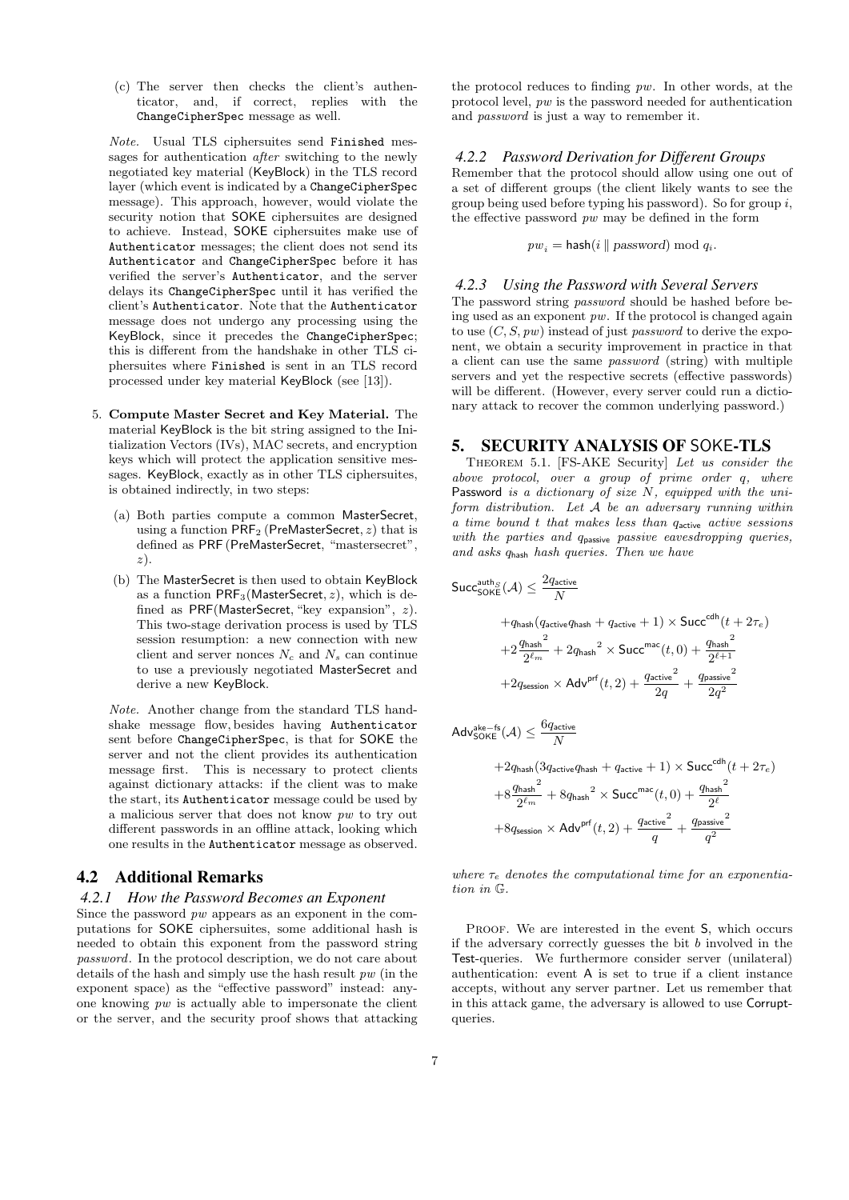(c) The server then checks the client's authenticator, and, if correct, replies with the `ChangeCipherSpec` message as well.

*Note.* Usual TLS ciphersuites send `Finished` messages for authentication *after* switching to the newly negotiated key material (KeyBlock) in the TLS record layer (which event is indicated by a `ChangeCipherSpec` message). This approach, however, would violate the security notion that SOKE ciphersuites are designed to achieve. Instead, SOKE ciphersuites make use of `Authenticator` messages; the client does not send its `Authenticator` and `ChangeCipherSpec` before it has verified the server's `Authenticator`, and the server delays its `ChangeCipherSpec` until it has verified the client's `Authenticator`. Note that the `Authenticator` message does not undergo any processing using the KeyBlock, since it precedes the `ChangeCipherSpec`; this is different from the handshake in other TLS ciphersuites where `Finished` is sent in an TLS record processed under key material KeyBlock (see [13]).

5. **Compute Master Secret and Key Material.** The material KeyBlock is the bit string assigned to the Initialization Vectors (IVs), MAC secrets, and encryption keys which will protect the application sensitive messages. KeyBlock, exactly as in other TLS ciphersuites, is obtained indirectly, in two steps:

   (a) Both parties compute a common MasterSecret, using a function $\mathsf{PRF}_2$ (PreMasterSecret, $z$) that is defined as PRF (PreMasterSecret, "mastersecret", $z$).

   (b) The MasterSecret is then used to obtain KeyBlock as a function $\mathsf{PRF}_3$(MasterSecret, $z$), which is defined as PRF(MasterSecret, "key expansion", $z$). This two-stage derivation process is used by TLS session resumption: a new connection with new client and server nonces $N_c$ and $N_s$ can continue to use a previously negotiated MasterSecret and derive a new KeyBlock.

   *Note.* Another change from the standard TLS handshake message flow, besides having `Authenticator` sent before `ChangeCipherSpec`, is that for SOKE the server and not the client provides its authentication message first. This is necessary to protect clients against dictionary attacks: if the client was to make the start, its `Authenticator` message could be used by a malicious server that does not know $pw$ to try out different passwords in an offline attack, looking which one results in the `Authenticator` message as observed.

## 4.2 Additional Remarks

### 4.2.1 How the Password Becomes an Exponent

Since the password $pw$ appears as an exponent in the computations for SOKE ciphersuites, some additional hash is needed to obtain this exponent from the password string *password*. In the protocol description, we do not care about details of the hash and simply use the hash result $pw$ (in the exponent space) as the "effective password" instead: anyone knowing $pw$ is actually able to impersonate the client or the server, and the security proof shows that attacking the protocol reduces to finding $pw$. In other words, at the protocol level, $pw$ is the password needed for authentication and *password* is just a way to remember it.

### 4.2.2 Password Derivation for Different Groups

Remember that the protocol should allow using one out of a set of different groups (the client likely wants to see the group being used before typing his password). So for group $i$, the effective password $pw$ may be defined in the form

$$pw_i = \mathsf{hash}(i \parallel password) \bmod q_i.$$

### 4.2.3 Using the Password with Several Servers

The password string *password* should be hashed before being used as an exponent $pw$. If the protocol is changed again to use $(C, S, pw)$ instead of just *password* to derive the exponent, we obtain a security improvement in practice in that a client can use the same *password* (string) with multiple servers and yet the respective secrets (effective passwords) will be different. (However, every server could run a dictionary attack to recover the common underlying password.)

# 5. SECURITY ANALYSIS OF SOKE-TLS

THEOREM 5.1. [FS-AKE Security] *Let us consider the above protocol, over a group of prime order $q$, where* Password *is a dictionary of size $N$, equipped with the uniform distribution. Let $\mathcal{A}$ be an adversary running within a time bound $t$ that makes less than $q_{\mathsf{active}}$ active sessions with the parties and $q_{\mathsf{passive}}$ passive eavesdropping queries, and asks $q_{\mathsf{hash}}$ hash queries. Then we have*

$$\begin{aligned}
\mathsf{Succ}^{\mathsf{auth}_S}_{\mathsf{SOKE}}(\mathcal{A}) \le \frac{2q_{\mathsf{active}}}{N} \\
&+ q_{\mathsf{hash}}(q_{\mathsf{active}} q_{\mathsf{hash}} + q_{\mathsf{active}} + 1) \times \mathsf{Succ}^{\mathsf{cdh}}(t + 2\tau_e) \\
&+ 2\frac{{q_{\mathsf{hash}}}^2}{2^{\ell_m}} + 2{q_{\mathsf{hash}}}^2 \times \mathsf{Succ}^{\mathsf{mac}}(t, 0) + \frac{{q_{\mathsf{hash}}}^2}{2^{\ell+1}} \\
&+ 2q_{\mathsf{session}} \times \mathsf{Adv}^{\mathsf{prf}}(t, 2) + \frac{{q_{\mathsf{active}}}^2}{2q} + \frac{{q_{\mathsf{passive}}}^2}{2q^2}
\end{aligned}$$

$$\begin{aligned}
\mathsf{Adv}^{\mathsf{ake-fs}}_{\mathsf{SOKE}}(\mathcal{A}) \le \frac{6q_{\mathsf{active}}}{N} \\
&+ 2q_{\mathsf{hash}}(3q_{\mathsf{active}} q_{\mathsf{hash}} + q_{\mathsf{active}} + 1) \times \mathsf{Succ}^{\mathsf{cdh}}(t + 2\tau_e) \\
&+ 8\frac{{q_{\mathsf{hash}}}^2}{2^{\ell_m}} + 8{q_{\mathsf{hash}}}^2 \times \mathsf{Succ}^{\mathsf{mac}}(t, 0) + \frac{{q_{\mathsf{hash}}}^2}{2^{\ell}} \\
&+ 8q_{\mathsf{session}} \times \mathsf{Adv}^{\mathsf{prf}}(t, 2) + \frac{{q_{\mathsf{active}}}^2}{q} + \frac{{q_{\mathsf{passive}}}^2}{q^2}
\end{aligned}$$

*where $\tau_e$ denotes the computational time for an exponentiation in $\mathbb{G}$.*

PROOF. We are interested in the event S, which occurs if the adversary correctly guesses the bit $b$ involved in the Test-queries. We furthermore consider server (unilateral) authentication: event A is set to true if a client instance accepts, without any server partner. Let us remember that in this attack game, the adversary is allowed to use Corrupt-queries.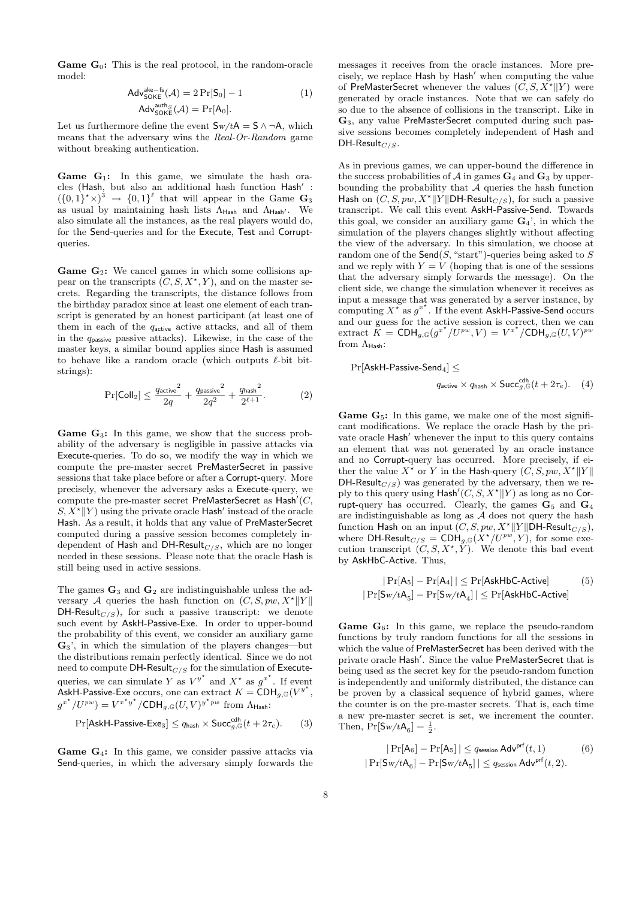**Game $\mathbf{G}_0$:** This is the real protocol, in the random-oracle model:

$$\mathsf{Adv}^{\mathsf{ake-fs}}_{\mathsf{SOKE}}(\mathcal{A}) = 2\Pr[\mathsf{S}_0] - 1 \qquad (1)$$
$$\mathsf{Adv}^{\mathsf{auth}_S}_{\mathsf{SOKE}}(\mathcal{A}) = \Pr[\mathsf{A}_0].$$

Let us furthermore define the event $\mathsf{S}w/t\mathsf{A} = \mathsf{S} \wedge \neg\mathsf{A}$, which means that the adversary wins the *Real-Or-Random* game without breaking authentication.

**Game $\mathbf{G}_1$:** In this game, we simulate the hash oracles ($\mathsf{Hash}$, but also an additional hash function $\mathsf{Hash}' : (\{0,1\}^\star \times)^3 \rightarrow \{0,1\}^\ell$ that will appear in the Game $\mathbf{G}_3$ as usual by maintaining hash lists $\Lambda_{\mathsf{Hash}}$ and $\Lambda_{\mathsf{Hash}'}$. We also simulate all the instances, as the real players would do, for the $\mathsf{Send}$-queries and for the $\mathsf{Execute}$, $\mathsf{Test}$ and $\mathsf{Corrupt}$-queries.

**Game $\mathbf{G}_2$:** We cancel games in which some collisions appear on the transcripts $(C, S, X^\star, Y)$, and on the master secrets. Regarding the transcripts, the distance follows from the birthday paradox since at least one element of each transcript is generated by an honest participant (at least one of them in each of the $q_{\mathsf{active}}$ active attacks, and all of them in the $q_{\mathsf{passive}}$ passive attacks). Likewise, in the case of the master keys, a similar bound applies since $\mathsf{Hash}$ is assumed to behave like a random oracle (which outputs $\ell$-bit bitstrings):

$$\Pr[\mathsf{Coll}_2] \leq \frac{{q_{\mathsf{active}}}^2}{2q} + \frac{{q_{\mathsf{passive}}}^2}{2q^2} + \frac{{q_{\mathsf{hash}}}^2}{2^{\ell+1}}. \qquad (2)$$

**Game $\mathbf{G}_3$:** In this game, we show that the success probability of the adversary is negligible in passive attacks via $\mathsf{Execute}$-queries. To do so, we modify the way in which we compute the pre-master secret $\mathsf{PreMasterSecret}$ in passive sessions that take place before or after a $\mathsf{Corrupt}$-query. More precisely, whenever the adversary asks a $\mathsf{Execute}$-query, we compute the pre-master secret $\mathsf{PreMasterSecret}$ as $\mathsf{Hash}'(C, S, X^\star \| Y)$ using the private oracle $\mathsf{Hash}'$ instead of the oracle $\mathsf{Hash}$. As a result, it holds that any value of $\mathsf{PreMasterSecret}$ computed during a passive session becomes completely independent of $\mathsf{Hash}$ and $\mathsf{DH\text{-}Result}_{C/S}$, which are no longer needed in these sessions. Please note that the oracle $\mathsf{Hash}$ is still being used in active sessions.

The games $\mathbf{G}_3$ and $\mathbf{G}_2$ are indistinguishable unless the adversary $\mathcal{A}$ queries the hash function on $(C, S, pw, X^\star \| Y \| \mathsf{DH\text{-}Result}_{C/S})$, for such a passive transcript: we denote such event by $\mathsf{AskH\text{-}Passive\text{-}Exe}$. In order to upper-bound the probability of this event, we consider an auxiliary game $\mathbf{G}_3$', in which the simulation of the players changes—but the distributions remain perfectly identical. Since we do not need to compute $\mathsf{DH\text{-}Result}_{C/S}$ for the simulation of $\mathsf{Execute}$-queries, we can simulate $Y$ as $V^{y^\star}$ and $X^\star$ as $g^{x^\star}$. If event $\mathsf{AskH\text{-}Passive\text{-}Exe}$ occurs, one can extract $K = \mathsf{CDH}_{g,\mathbb{G}}(V^{y^\star}, g^{x^\star}/U^{pw}) = V^{x^\star y^\star}/\mathsf{CDH}_{g,\mathbb{G}}(U,V)^{y^\star pw}$ from $\Lambda_{\mathsf{Hash}}$:

$$\Pr[\mathsf{AskH\text{-}Passive\text{-}Exe}_3] \leq q_{\mathsf{hash}} \times \mathsf{Succ}^{\mathsf{cdh}}_{g,\mathbb{G}}(t + 2\tau_e). \qquad (3)$$

**Game $\mathbf{G}_4$:** In this game, we consider passive attacks via $\mathsf{Send}$-queries, in which the adversary simply forwards the messages it receives from the oracle instances. More precisely, we replace $\mathsf{Hash}$ by $\mathsf{Hash}'$ when computing the value of $\mathsf{PreMasterSecret}$ whenever the values $(C, S, X^\star \| Y)$ were generated by oracle instances. Note that we can safely do so due to the absence of collisions in the transcript. Like in $\mathbf{G}_3$, any value $\mathsf{PreMasterSecret}$ computed during such passive sessions becomes completely independent of $\mathsf{Hash}$ and $\mathsf{DH\text{-}Result}_{C/S}$.

As in previous games, we can upper-bound the difference in the success probabilities of $\mathcal{A}$ in games $\mathbf{G}_4$ and $\mathbf{G}_3$ by upper-bounding the probability that $\mathcal{A}$ queries the hash function $\mathsf{Hash}$ on $(C, S, pw, X^\star \| Y \| \mathsf{DH\text{-}Result}_{C/S})$, for such a passive transcript. We call this event $\mathsf{AskH\text{-}Passive\text{-}Send}$. Towards this goal, we consider an auxiliary game $\mathbf{G}_4$', in which the simulation of the players changes slightly without affecting the view of the adversary. In this simulation, we choose at random one of the $\mathsf{Send}(S, \text{"start"})$-queries being asked to $S$ and we reply with $Y = V$ (hoping that this is one of the sessions that the adversary simply forwards the message). On the client side, we change the simulation whenever it receives as input a message that was generated by a server instance, by computing $X^\star$ as $g^{x^\star}$. If the event $\mathsf{AskH\text{-}Passive\text{-}Send}$ occurs and our guess for the active session is correct, then we can extract $K = \mathsf{CDH}_{g,\mathbb{G}}(g^{x^\star}/U^{pw}, V) = V^{x^\star}/\mathsf{CDH}_{g,\mathbb{G}}(U,V)^{pw}$ from $\Lambda_{\mathsf{Hash}}$:

$$\Pr[\mathsf{AskH\text{-}Passive\text{-}Send}_4] \leq q_{\mathsf{active}} \times q_{\mathsf{hash}} \times \mathsf{Succ}^{\mathsf{cdh}}_{g,\mathbb{G}}(t + 2\tau_e). \qquad (4)$$

**Game $\mathbf{G}_5$:** In this game, we make one of the most significant modifications. We replace the oracle $\mathsf{Hash}$ by the private oracle $\mathsf{Hash}'$ whenever the input to this query contains an element that was not generated by an oracle instance and no $\mathsf{Corrupt}$-query has occurred. More precisely, if either the value $X^\star$ or $Y$ in the $\mathsf{Hash}$-query $(C, S, pw, X^\star \| Y \| \mathsf{DH\text{-}Result}_{C/S})$ was generated by the adversary, then we reply to this query using $\mathsf{Hash}'(C, S, X^\star \| Y)$ as long as no $\mathsf{Corrupt}$-query has occurred. Clearly, the games $\mathbf{G}_5$ and $\mathbf{G}_4$ are indistinguishable as long as $\mathcal{A}$ does not query the hash function $\mathsf{Hash}$ on an input $(C, S, pw, X^\star \| Y \| \mathsf{DH\text{-}Result}_{C/S})$, where $\mathsf{DH\text{-}Result}_{C/S} = \mathsf{CDH}_{g,\mathbb{G}}(X^\star/U^{pw}, Y)$, for some execution transcript $(C, S, X^\star, Y)$. We denote this bad event by $\mathsf{AskHbC\text{-}Active}$. Thus,

$$|\Pr[\mathsf{A}_5] - \Pr[\mathsf{A}_4]| \leq \Pr[\mathsf{AskHbC\text{-}Active}] \qquad (5)$$
$$|\Pr[\mathsf{S}w/t\mathsf{A}_5] - \Pr[\mathsf{S}w/t\mathsf{A}_4]| \leq \Pr[\mathsf{AskHbC\text{-}Active}]$$

**Game $\mathbf{G}_6$:** In this game, we replace the pseudo-random functions by truly random functions for all the sessions in which the value of $\mathsf{PreMasterSecret}$ has been derived with the private oracle $\mathsf{Hash}'$. Since the value $\mathsf{PreMasterSecret}$ that is being used as the secret key for the pseudo-random function is independently and uniformly distributed, the distance can be proven by a classical sequence of hybrid games, where the counter is on the pre-master secrets. That is, each time a new pre-master secret is set, we increment the counter. Then, $\Pr[\mathsf{S}w/t\mathsf{A}_6] = \frac{1}{2}$.

$$|\Pr[\mathsf{A}_6] - \Pr[\mathsf{A}_5]| \leq q_{\mathsf{session}}\, \mathsf{Adv}^{\mathsf{prf}}(t, 1) \qquad (6)$$
$$|\Pr[\mathsf{S}w/t\mathsf{A}_6] - \Pr[\mathsf{S}w/t\mathsf{A}_5]| \leq q_{\mathsf{session}}\, \mathsf{Adv}^{\mathsf{prf}}(t, 2).$$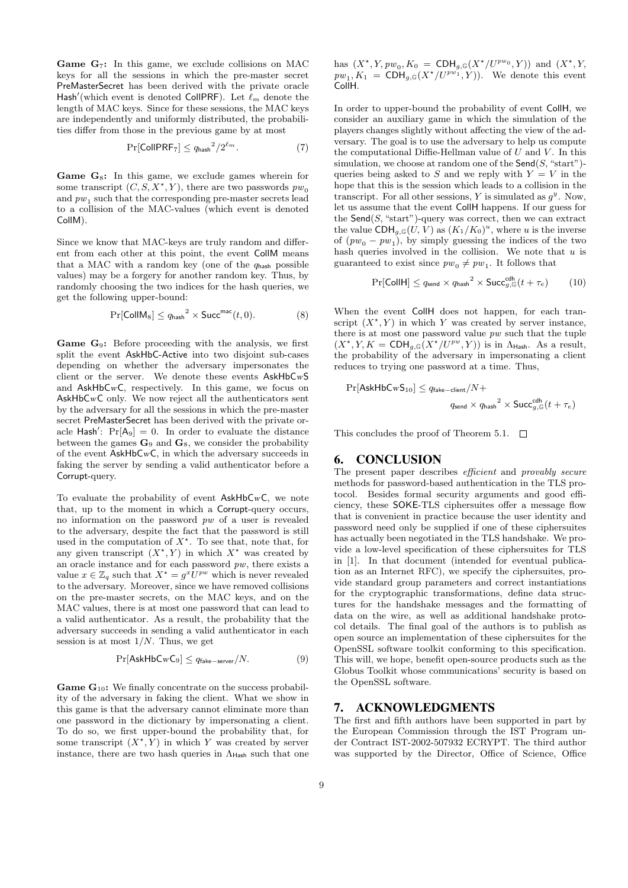**Game $\mathbf{G}_7$:** In this game, we exclude collisions on MAC keys for all the sessions in which the pre-master secret $\mathsf{PreMasterSecret}$ has been derived with the private oracle $\mathsf{Hash}'$(which event is denoted $\mathsf{CollPRF}$). Let $\ell_m$ denote the length of MAC keys. Since for these sessions, the MAC keys are independently and uniformly distributed, the probabilities differ from those in the previous game by at most

$$\Pr[\mathsf{CollPRF}_7] \leq q_{\mathsf{hash}}{}^2/2^{\ell_m}. \tag{7}$$

**Game $\mathbf{G}_8$:** In this game, we exclude games wherein for some transcript $(C, S, X^\star, Y)$, there are two passwords $pw_0$ and $pw_1$ such that the corresponding pre-master secrets lead to a collision of the MAC-values (which event is denoted $\mathsf{CollM}$).

Since we know that MAC-keys are truly random and different from each other at this point, the event $\mathsf{CollM}$ means that a MAC with a random key (one of the $q_{\mathsf{hash}}$ possible values) may be a forgery for another random key. Thus, by randomly choosing the two indices for the hash queries, we get the following upper-bound:

$$\Pr[\mathsf{CollM}_8] \leq q_{\mathsf{hash}}{}^2 \times \mathsf{Succ}^{\mathsf{mac}}(t, 0). \tag{8}$$

**Game $\mathbf{G}_9$:** Before proceeding with the analysis, we first split the event $\mathsf{AskHbC\text{-}Active}$ into two disjoint sub-cases depending on whether the adversary impersonates the client or the server. We denote these events $\mathsf{AskHbC}w\mathsf{S}$ and $\mathsf{AskHbC}w\mathsf{C}$, respectively. In this game, we focus on $\mathsf{AskHbC}w\mathsf{C}$ only. We now reject all the authenticators sent by the adversary for all the sessions in which the pre-master secret $\mathsf{PreMasterSecret}$ has been derived with the private oracle $\mathsf{Hash}'$: $\Pr[\mathsf{A}_9] = 0$. In order to evaluate the distance between the games $\mathbf{G}_9$ and $\mathbf{G}_8$, we consider the probability of the event $\mathsf{AskHbC}w\mathsf{C}$, in which the adversary succeeds in faking the server by sending a valid authenticator before a $\mathsf{Corrupt}$-query.

To evaluate the probability of event $\mathsf{AskHbC}w\mathsf{C}$, we note that, up to the moment in which a $\mathsf{Corrupt}$-query occurs, no information on the password $pw$ of a user is revealed to the adversary, despite the fact that the password is still used in the computation of $X^\star$. To see that, note that, for any given transcript $(X^\star, Y)$ in which $X^\star$ was created by an oracle instance and for each password $pw$, there exists a value $x \in \mathbb{Z}_q$ such that $X^\star = g^x U^{pw}$ which is never revealed to the adversary. Moreover, since we have removed collisions on the pre-master secrets, on the MAC keys, and on the MAC values, there is at most one password that can lead to a valid authenticator. As a result, the probability that the adversary succeeds in sending a valid authenticator in each session is at most $1/N$. Thus, we get

$$\Pr[\mathsf{AskHbC}w\mathsf{C}_9] \leq q_{\mathsf{fake-server}}/N. \tag{9}$$

**Game $\mathbf{G}_{10}$:** We finally concentrate on the success probability of the adversary in faking the client. What we show in this game is that the adversary cannot eliminate more than one password in the dictionary by impersonating a client. To do so, we first upper-bound the probability that, for some transcript $(X^\star, Y)$ in which $Y$ was created by server instance, there are two hash queries in $\Lambda_{\mathsf{Hash}}$ such that one has $(X^\star, Y, pw_0, K_0 = \mathsf{CDH}_{g,\mathbb{G}}(X^\star/U^{pw_0}, Y))$ and $(X^\star, Y, pw_1, K_1 = \mathsf{CDH}_{g,\mathbb{G}}(X^\star/U^{pw_1}, Y))$. We denote this event $\mathsf{CollH}$.

In order to upper-bound the probability of event $\mathsf{CollH}$, we consider an auxiliary game in which the simulation of the players changes slightly without affecting the view of the adversary. The goal is to use the adversary to help us compute the computational Diffie-Hellman value of $U$ and $V$. In this simulation, we choose at random one of the $\mathsf{Send}(S, \text{“start”})$-queries being asked to $S$ and we reply with $Y = V$ in the hope that this is the session which leads to a collision in the transcript. For all other sessions, $Y$ is simulated as $g^y$. Now, let us assume that the event $\mathsf{CollH}$ happens. If our guess for the $\mathsf{Send}(S, \text{“start”})$-query was correct, then we can extract the value $\mathsf{CDH}_{g,\mathbb{G}}(U, V)$ as $(K_1/K_0)^u$, where $u$ is the inverse of $(pw_0 - pw_1)$, by simply guessing the indices of the two hash queries involved in the collision. We note that $u$ is guaranteed to exist since $pw_0 \neq pw_1$. It follows that

$$\Pr[\mathsf{CollH}] \leq q_{\mathsf{send}} \times q_{\mathsf{hash}}{}^2 \times \mathsf{Succ}^{\mathsf{cdh}}_{g,\mathbb{G}}(t + \tau_e) \tag{10}$$

When the event $\mathsf{CollH}$ does not happen, for each transcript $(X^\star, Y)$ in which $Y$ was created by server instance, there is at most one password value $pw$ such that the tuple $(X^\star, Y, K = \mathsf{CDH}_{g,\mathbb{G}}(X^\star/U^{pw}, Y))$ is in $\Lambda_{\mathsf{Hash}}$. As a result, the probability of the adversary in impersonating a client reduces to trying one password at a time. Thus,

$$\Pr[\mathsf{AskHbC}w\mathsf{S}_{10}] \leq q_{\mathsf{fake-client}}/N + q_{\mathsf{send}} \times q_{\mathsf{hash}}{}^2 \times \mathsf{Succ}^{\mathsf{cdh}}_{g,\mathbb{G}}(t + \tau_e)$$

This concludes the proof of Theorem 5.1. □

## 6. CONCLUSION

The present paper describes *efficient* and *provably secure* methods for password-based authentication in the TLS protocol. Besides formal security arguments and good efficiency, these SOKE-TLS ciphersuites offer a message flow that is convenient in practice because the user identity and password need only be supplied if one of these ciphersuites has actually been negotiated in the TLS handshake. We provide a low-level specification of these ciphersuites for TLS in [1]. In that document (intended for eventual publication as an Internet RFC), we specify the ciphersuites, provide standard group parameters and correct instantiations for the cryptographic transformations, define data structures for the handshake messages and the formatting of data on the wire, as well as additional handshake protocol details. The final goal of the authors is to publish as open source an implementation of these ciphersuites for the OpenSSL software toolkit conforming to this specification. This will, we hope, benefit open-source products such as the Globus Toolkit whose communications' security is based on the OpenSSL software.

## 7. ACKNOWLEDGMENTS

The first and fifth authors have been supported in part by the European Commission through the IST Program under Contract IST-2002-507932 ECRYPT. The third author was supported by the Director, Office of Science, Office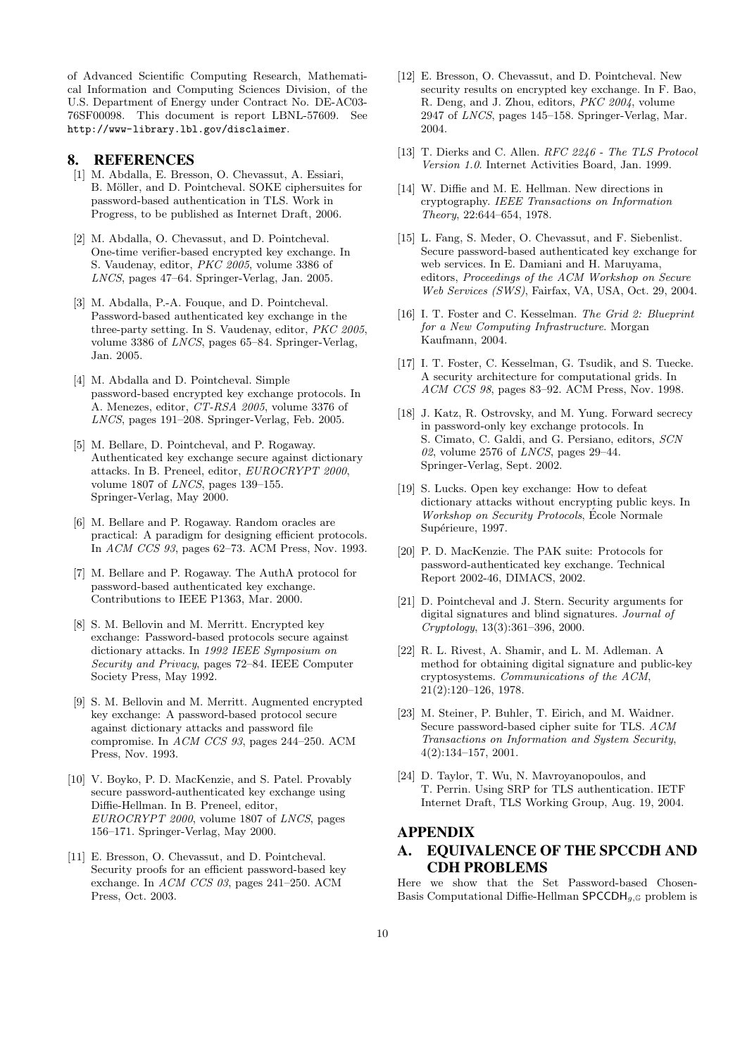of Advanced Scientific Computing Research, Mathematical Information and Computing Sciences Division, of the U.S. Department of Energy under Contract No. DE-AC03-76SF00098. This document is report LBNL-57609. See http://www-library.lbl.gov/disclaimer.

## 8. REFERENCES

[1] M. Abdalla, E. Bresson, O. Chevassut, A. Essiari, B. Möller, and D. Pointcheval. SOKE ciphersuites for password-based authentication in TLS. Work in Progress, to be published as Internet Draft, 2006.

[2] M. Abdalla, O. Chevassut, and D. Pointcheval. One-time verifier-based encrypted key exchange. In S. Vaudenay, editor, *PKC 2005*, volume 3386 of *LNCS*, pages 47–64. Springer-Verlag, Jan. 2005.

[3] M. Abdalla, P.-A. Fouque, and D. Pointcheval. Password-based authenticated key exchange in the three-party setting. In S. Vaudenay, editor, *PKC 2005*, volume 3386 of *LNCS*, pages 65–84. Springer-Verlag, Jan. 2005.

[4] M. Abdalla and D. Pointcheval. Simple password-based encrypted key exchange protocols. In A. Menezes, editor, *CT-RSA 2005*, volume 3376 of *LNCS*, pages 191–208. Springer-Verlag, Feb. 2005.

[5] M. Bellare, D. Pointcheval, and P. Rogaway. Authenticated key exchange secure against dictionary attacks. In B. Preneel, editor, *EUROCRYPT 2000*, volume 1807 of *LNCS*, pages 139–155. Springer-Verlag, May 2000.

[6] M. Bellare and P. Rogaway. Random oracles are practical: A paradigm for designing efficient protocols. In *ACM CCS 93*, pages 62–73. ACM Press, Nov. 1993.

[7] M. Bellare and P. Rogaway. The AuthA protocol for password-based authenticated key exchange. Contributions to IEEE P1363, Mar. 2000.

[8] S. M. Bellovin and M. Merritt. Encrypted key exchange: Password-based protocols secure against dictionary attacks. In *1992 IEEE Symposium on Security and Privacy*, pages 72–84. IEEE Computer Society Press, May 1992.

[9] S. M. Bellovin and M. Merritt. Augmented encrypted key exchange: A password-based protocol secure against dictionary attacks and password file compromise. In *ACM CCS 93*, pages 244–250. ACM Press, Nov. 1993.

[10] V. Boyko, P. D. MacKenzie, and S. Patel. Provably secure password-authenticated key exchange using Diffie-Hellman. In B. Preneel, editor, *EUROCRYPT 2000*, volume 1807 of *LNCS*, pages 156–171. Springer-Verlag, May 2000.

[11] E. Bresson, O. Chevassut, and D. Pointcheval. Security proofs for an efficient password-based key exchange. In *ACM CCS 03*, pages 241–250. ACM Press, Oct. 2003.

[12] E. Bresson, O. Chevassut, and D. Pointcheval. New security results on encrypted key exchange. In F. Bao, R. Deng, and J. Zhou, editors, *PKC 2004*, volume 2947 of *LNCS*, pages 145–158. Springer-Verlag, Mar. 2004.

[13] T. Dierks and C. Allen. *RFC 2246 - The TLS Protocol Version 1.0*. Internet Activities Board, Jan. 1999.

[14] W. Diffie and M. E. Hellman. New directions in cryptography. *IEEE Transactions on Information Theory*, 22:644–654, 1978.

[15] L. Fang, S. Meder, O. Chevassut, and F. Siebenlist. Secure password-based authenticated key exchange for web services. In E. Damiani and H. Maruyama, editors, *Proceedings of the ACM Workshop on Secure Web Services (SWS)*, Fairfax, VA, USA, Oct. 29, 2004.

[16] I. T. Foster and C. Kesselman. *The Grid 2: Blueprint for a New Computing Infrastructure*. Morgan Kaufmann, 2004.

[17] I. T. Foster, C. Kesselman, G. Tsudik, and S. Tuecke. A security architecture for computational grids. In *ACM CCS 98*, pages 83–92. ACM Press, Nov. 1998.

[18] J. Katz, R. Ostrovsky, and M. Yung. Forward secrecy in password-only key exchange protocols. In S. Cimato, C. Galdi, and G. Persiano, editors, *SCN 02*, volume 2576 of *LNCS*, pages 29–44. Springer-Verlag, Sept. 2002.

[19] S. Lucks. Open key exchange: How to defeat dictionary attacks without encrypting public keys. In *Workshop on Security Protocols*, École Normale Supérieure, 1997.

[20] P. D. MacKenzie. The PAK suite: Protocols for password-authenticated key exchange. Technical Report 2002-46, DIMACS, 2002.

[21] D. Pointcheval and J. Stern. Security arguments for digital signatures and blind signatures. *Journal of Cryptology*, 13(3):361–396, 2000.

[22] R. L. Rivest, A. Shamir, and L. M. Adleman. A method for obtaining digital signature and public-key cryptosystems. *Communications of the ACM*, 21(2):120–126, 1978.

[23] M. Steiner, P. Buhler, T. Eirich, and M. Waidner. Secure password-based cipher suite for TLS. *ACM Transactions on Information and System Security*, 4(2):134–157, 2001.

[24] D. Taylor, T. Wu, N. Mavroyanopoulos, and T. Perrin. Using SRP for TLS authentication. IETF Internet Draft, TLS Working Group, Aug. 19, 2004.

## APPENDIX

## A. EQUIVALENCE OF THE SPCCDH AND CDH PROBLEMS

Here we show that the Set Password-based Chosen-Basis Computational Diffie-Hellman $\mathsf{SPCCDH}_{g,\mathbb{G}}$ problem is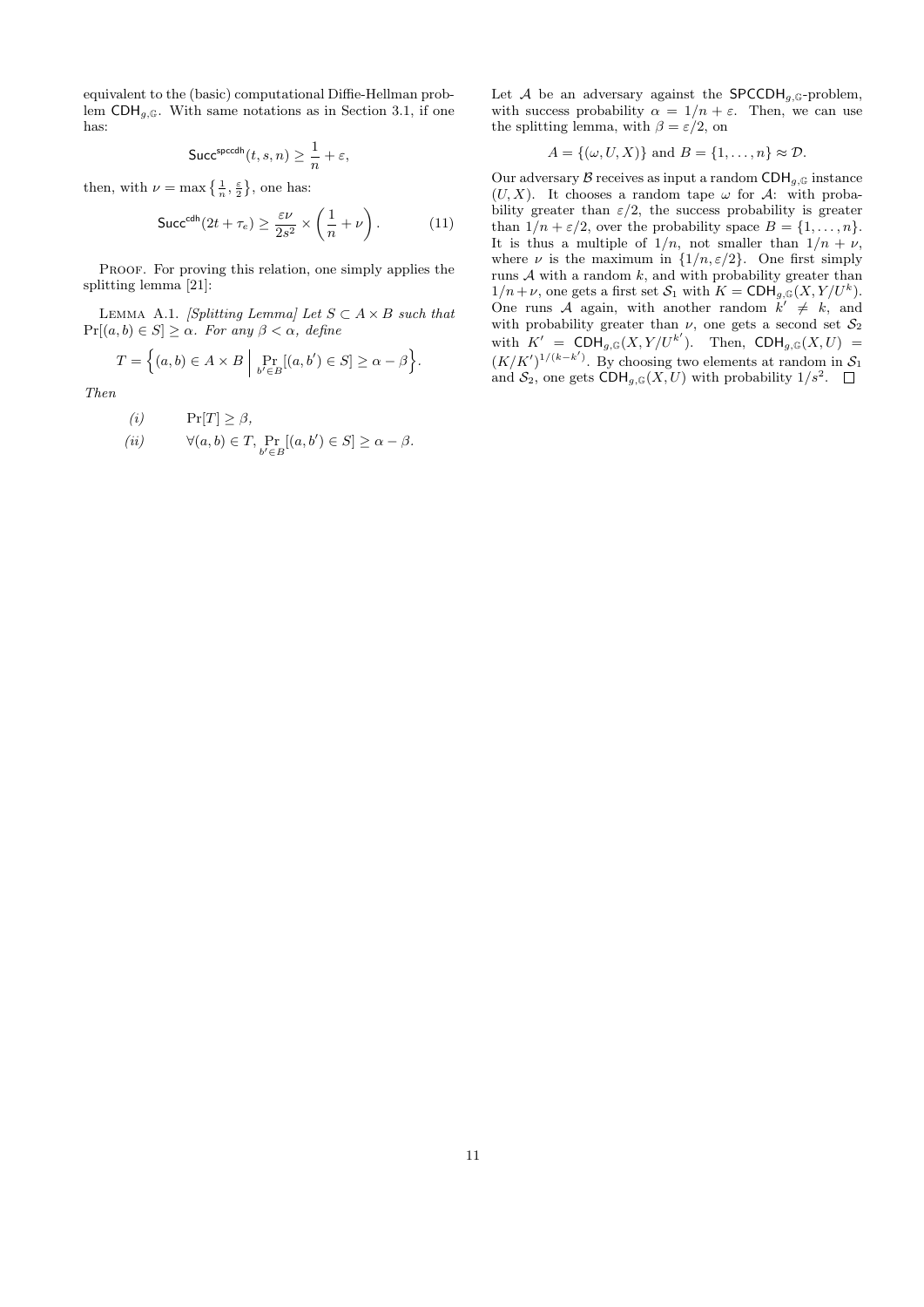equivalent to the (basic) computational Diffie-Hellman problem $\mathsf{CDH}_{g,\mathbb{G}}$. With same notations as in Section 3.1, if one has:

$$\mathsf{Succ}^{\mathsf{spccdh}}(t, s, n) \geq \frac{1}{n} + \varepsilon,$$

then, with $\nu = \max\left\{\frac{1}{n}, \frac{\varepsilon}{2}\right\}$, one has:

$$\mathsf{Succ}^{\mathsf{cdh}}(2t + \tau_e) \geq \frac{\varepsilon\nu}{2s^2} \times \left(\frac{1}{n} + \nu\right). \tag{11}$$

Proof. For proving this relation, one simply applies the splitting lemma [21]:

Lemma A.1. *[Splitting Lemma] Let $S \subset A \times B$ such that $\Pr[(a, b) \in S] \geq \alpha$. For any $\beta < \alpha$, define*

$$T = \left\{(a, b) \in A \times B \;\middle|\; \Pr_{b' \in B}[(a, b') \in S] \geq \alpha - \beta\right\}.$$

*Then*

*(i)* $\quad \Pr[T] \geq \beta,$

*(ii)* $\quad \forall (a, b) \in T, \Pr_{b' \in B}[(a, b') \in S] \geq \alpha - \beta.$

Let $\mathcal{A}$ be an adversary against the $\mathsf{SPCCDH}_{g,\mathbb{G}}$-problem, with success probability $\alpha = 1/n + \varepsilon$. Then, we can use the splitting lemma, with $\beta = \varepsilon/2$, on

$$A = \{(\omega, U, X)\} \text{ and } B = \{1, \ldots, n\} \approx \mathcal{D}.$$

Our adversary $\mathcal{B}$ receives as input a random $\mathsf{CDH}_{g,\mathbb{G}}$ instance $(U, X)$. It chooses a random tape $\omega$ for $\mathcal{A}$: with probability greater than $\varepsilon/2$, the success probability is greater than $1/n + \varepsilon/2$, over the probability space $B = \{1, \ldots, n\}$. It is thus a multiple of $1/n$, not smaller than $1/n + \nu$, where $\nu$ is the maximum in $\{1/n, \varepsilon/2\}$. One first simply runs $\mathcal{A}$ with a random $k$, and with probability greater than $1/n + \nu$, one gets a first set $\mathcal{S}_1$ with $K = \mathsf{CDH}_{g,\mathbb{G}}(X, Y/U^k)$. One runs $\mathcal{A}$ again, with another random $k' \neq k$, and with probability greater than $\nu$, one gets a second set $\mathcal{S}_2$ with $K' = \mathsf{CDH}_{g,\mathbb{G}}(X, Y/U^{k'})$. Then, $\mathsf{CDH}_{g,\mathbb{G}}(X, U) = (K/K')^{1/(k-k')}$. By choosing two elements at random in $\mathcal{S}_1$ and $\mathcal{S}_2$, one gets $\mathsf{CDH}_{g,\mathbb{G}}(X, U)$ with probability $1/s^2$. □